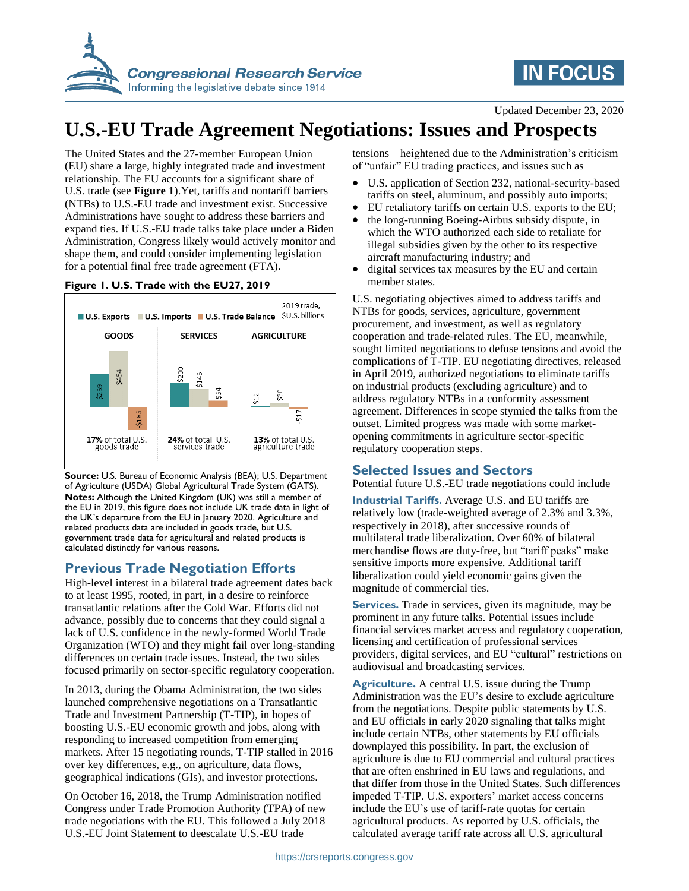# U.S.-EU Trade Agreement Negotiations: Issues and Prospects

Updated December 23, 2020

The United States and the 27-member European Union (EU) share a large, highly integrated trade and investment relationship. The EU accounts for a significant share of U.S. trade (see **Figure 1**).Yet, tariffs and nontariff barriers (NTBs) to U.S.-EU trade and investment exist. Successive Administrations have sought to address these barriers and expand ties. If U.S.-EU trade talks take place under a Biden Administration, Congress likely would actively monitor and shape them, and could consider implementing legislation for a potential final free trade agreement (FTA).

**Figure 1. U.S. Trade with the EU27, 2019**

2019 trade, $U.S. billions

| | U.S. Exports | U.S. Imports | U.S. Trade Balance | Share |
|---|---|---|---|---|
| GOODS | $269 | $454 | -$185 | 17% of total U.S. goods trade |
| SERVICES | $200 | $146 | $54 | 24% of total U.S. services trade |
| AGRICULTURE | $12 | $30 | -$17 | 13% of total U.S. agriculture trade |

**Source:** U.S. Bureau of Economic Analysis (BEA); U.S. Department of Agriculture (USDA) Global Agricultural Trade System (GATS).
**Notes:** Although the United Kingdom (UK) was still a member of the EU in 2019, this figure does not include UK trade data in light of the UK's departure from the EU in January 2020. Agriculture and related products data are included in goods trade, but U.S. government trade data for agricultural and related products is calculated distinctly for various reasons.

## Previous Trade Negotiation Efforts

High-level interest in a bilateral trade agreement dates back to at least 1995, rooted, in part, in a desire to reinforce transatlantic relations after the Cold War. Efforts did not advance, possibly due to concerns that they could signal a lack of U.S. confidence in the newly-formed World Trade Organization (WTO) and they might fail over long-standing differences on certain trade issues. Instead, the two sides focused primarily on sector-specific regulatory cooperation.

In 2013, during the Obama Administration, the two sides launched comprehensive negotiations on a Transatlantic Trade and Investment Partnership (T-TIP), in hopes of boosting U.S.-EU economic growth and jobs, along with responding to increased competition from emerging markets. After 15 negotiating rounds, T-TIP stalled in 2016 over key differences, e.g., on agriculture, data flows, geographical indications (GIs), and investor protections.

On October 16, 2018, the Trump Administration notified Congress under Trade Promotion Authority (TPA) of new trade negotiations with the EU. This followed a July 2018 U.S.-EU Joint Statement to deescalate U.S.-EU trade tensions—heightened due to the Administration's criticism of "unfair" EU trading practices, and issues such as

- U.S. application of Section 232, national-security-based tariffs on steel, aluminum, and possibly auto imports;
- EU retaliatory tariffs on certain U.S. exports to the EU;
- the long-running Boeing-Airbus subsidy dispute, in which the WTO authorized each side to retaliate for illegal subsidies given by the other to its respective aircraft manufacturing industry; and
- digital services tax measures by the EU and certain member states.

U.S. negotiating objectives aimed to address tariffs and NTBs for goods, services, agriculture, government procurement, and investment, as well as regulatory cooperation and trade-related rules. The EU, meanwhile, sought limited negotiations to defuse tensions and avoid the complications of T-TIP. EU negotiating directives, released in April 2019, authorized negotiations to eliminate tariffs on industrial products (excluding agriculture) and to address regulatory NTBs in a conformity assessment agreement. Differences in scope stymied the talks from the outset. Limited progress was made with some market-opening commitments in agriculture sector-specific regulatory cooperation steps.

## Selected Issues and Sectors

Potential future U.S.-EU trade negotiations could include

**Industrial Tariffs.** Average U.S. and EU tariffs are relatively low (trade-weighted average of 2.3% and 3.3%, respectively in 2018), after successive rounds of multilateral trade liberalization. Over 60% of bilateral merchandise flows are duty-free, but "tariff peaks" make sensitive imports more expensive. Additional tariff liberalization could yield economic gains given the magnitude of commercial ties.

**Services.** Trade in services, given its magnitude, may be prominent in any future talks. Potential issues include financial services market access and regulatory cooperation, licensing and certification of professional services providers, digital services, and EU "cultural" restrictions on audiovisual and broadcasting services.

**Agriculture.** A central U.S. issue during the Trump Administration was the EU's desire to exclude agriculture from the negotiations. Despite public statements by U.S. and EU officials in early 2020 signaling that talks might include certain NTBs, other statements by EU officials downplayed this possibility. In part, the exclusion of agriculture is due to EU commercial and cultural practices that are often enshrined in EU laws and regulations, and that differ from those in the United States. Such differences impeded T-TIP. U.S. exporters' market access concerns include the EU's use of tariff-rate quotas for certain agricultural products. As reported by U.S. officials, the calculated average tariff rate across all U.S. agricultural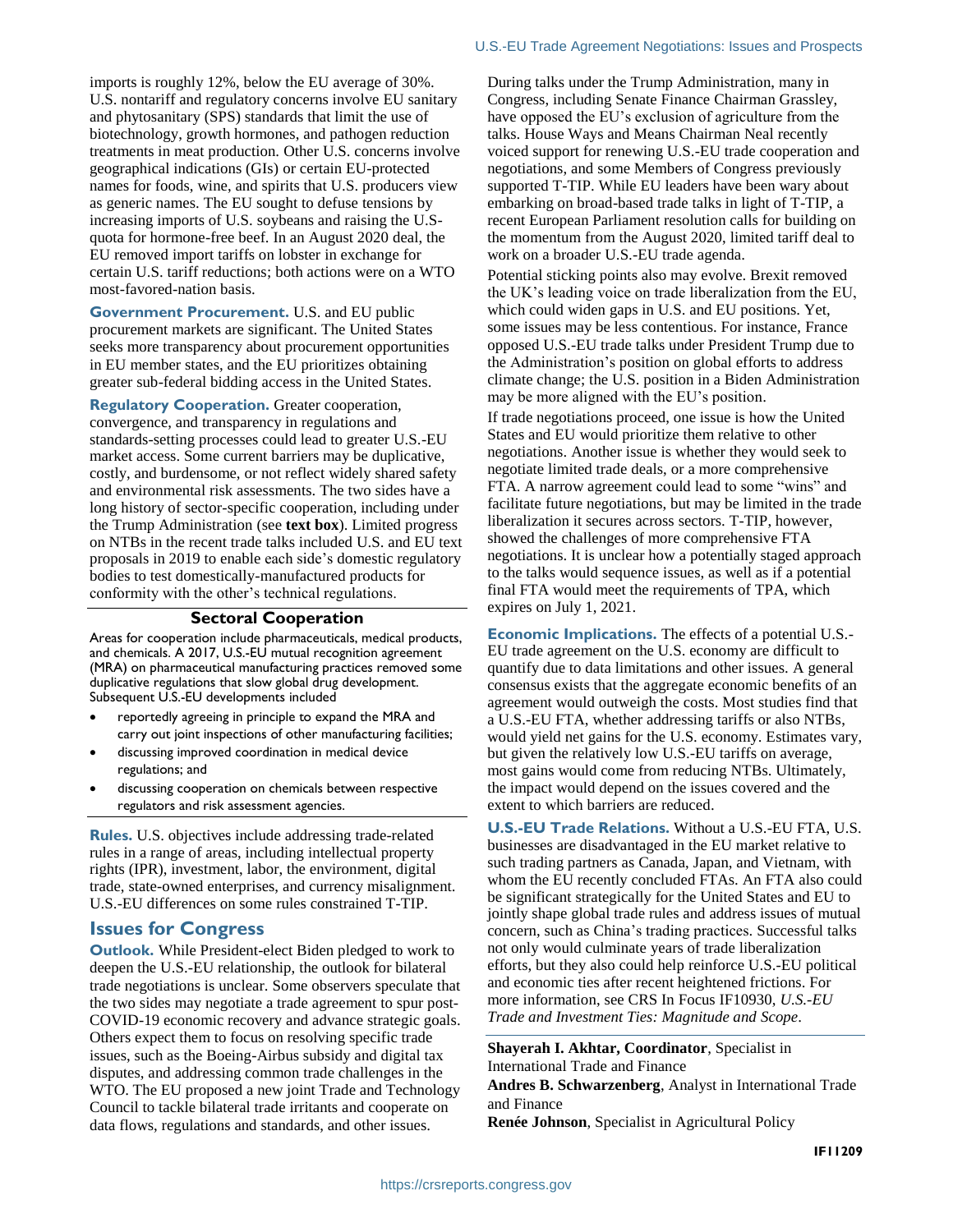imports is roughly 12%, below the EU average of 30%. U.S. nontariff and regulatory concerns involve EU sanitary and phytosanitary (SPS) standards that limit the use of biotechnology, growth hormones, and pathogen reduction treatments in meat production. Other U.S. concerns involve geographical indications (GIs) or certain EU-protected names for foods, wine, and spirits that U.S. producers view as generic names. The EU sought to defuse tensions by increasing imports of U.S. soybeans and raising the U.S-quota for hormone-free beef. In an August 2020 deal, the EU removed import tariffs on lobster in exchange for certain U.S. tariff reductions; both actions were on a WTO most-favored-nation basis.

**Government Procurement.** U.S. and EU public procurement markets are significant. The United States seeks more transparency about procurement opportunities in EU member states, and the EU prioritizes obtaining greater sub-federal bidding access in the United States.

**Regulatory Cooperation.** Greater cooperation, convergence, and transparency in regulations and standards-setting processes could lead to greater U.S.-EU market access. Some current barriers may be duplicative, costly, and burdensome, or not reflect widely shared safety and environmental risk assessments. The two sides have a long history of sector-specific cooperation, including under the Trump Administration (see **text box**). Limited progress on NTBs in the recent trade talks included U.S. and EU text proposals in 2019 to enable each side's domestic regulatory bodies to test domestically-manufactured products for conformity with the other's technical regulations.

### Sectoral Cooperation

Areas for cooperation include pharmaceuticals, medical products, and chemicals. A 2017, U.S.-EU mutual recognition agreement (MRA) on pharmaceutical manufacturing practices removed some duplicative regulations that slow global drug development. Subsequent U.S.-EU developments included

- reportedly agreeing in principle to expand the MRA and carry out joint inspections of other manufacturing facilities;
- discussing improved coordination in medical device regulations; and
- discussing cooperation on chemicals between respective regulators and risk assessment agencies.

**Rules.** U.S. objectives include addressing trade-related rules in a range of areas, including intellectual property rights (IPR), investment, labor, the environment, digital trade, state-owned enterprises, and currency misalignment. U.S.-EU differences on some rules constrained T-TIP.

## Issues for Congress

**Outlook.** While President-elect Biden pledged to work to deepen the U.S.-EU relationship, the outlook for bilateral trade negotiations is unclear. Some observers speculate that the two sides may negotiate a trade agreement to spur post-COVID-19 economic recovery and advance strategic goals. Others expect them to focus on resolving specific trade issues, such as the Boeing-Airbus subsidy and digital tax disputes, and addressing common trade challenges in the WTO. The EU proposed a new joint Trade and Technology Council to tackle bilateral trade irritants and cooperate on data flows, regulations and standards, and other issues.

During talks under the Trump Administration, many in Congress, including Senate Finance Chairman Grassley, have opposed the EU's exclusion of agriculture from the talks. House Ways and Means Chairman Neal recently voiced support for renewing U.S.-EU trade cooperation and negotiations, and some Members of Congress previously supported T-TIP. While EU leaders have been wary about embarking on broad-based trade talks in light of T-TIP, a recent European Parliament resolution calls for building on the momentum from the August 2020, limited tariff deal to work on a broader U.S.-EU trade agenda.

Potential sticking points also may evolve. Brexit removed the UK's leading voice on trade liberalization from the EU, which could widen gaps in U.S. and EU positions. Yet, some issues may be less contentious. For instance, France opposed U.S.-EU trade talks under President Trump due to the Administration's position on global efforts to address climate change; the U.S. position in a Biden Administration may be more aligned with the EU's position.

If trade negotiations proceed, one issue is how the United States and EU would prioritize them relative to other negotiations. Another issue is whether they would seek to negotiate limited trade deals, or a more comprehensive FTA. A narrow agreement could lead to some "wins" and facilitate future negotiations, but may be limited in the trade liberalization it secures across sectors. T-TIP, however, showed the challenges of more comprehensive FTA negotiations. It is unclear how a potentially staged approach to the talks would sequence issues, as well as if a potential final FTA would meet the requirements of TPA, which expires on July 1, 2021.

**Economic Implications.** The effects of a potential U.S.-EU trade agreement on the U.S. economy are difficult to quantify due to data limitations and other issues. A general consensus exists that the aggregate economic benefits of an agreement would outweigh the costs. Most studies find that a U.S.-EU FTA, whether addressing tariffs or also NTBs, would yield net gains for the U.S. economy. Estimates vary, but given the relatively low U.S.-EU tariffs on average, most gains would come from reducing NTBs. Ultimately, the impact would depend on the issues covered and the extent to which barriers are reduced.

**U.S.-EU Trade Relations.** Without a U.S.-EU FTA, U.S. businesses are disadvantaged in the EU market relative to such trading partners as Canada, Japan, and Vietnam, with whom the EU recently concluded FTAs. An FTA also could be significant strategically for the United States and EU to jointly shape global trade rules and address issues of mutual concern, such as China's trading practices. Successful talks not only would culminate years of trade liberalization efforts, but they also could help reinforce U.S.-EU political and economic ties after recent heightened frictions. For more information, see CRS In Focus IF10930, *U.S.-EU Trade and Investment Ties: Magnitude and Scope*.

**Shayerah I. Akhtar, Coordinator**, Specialist in International Trade and Finance

**Andres B. Schwarzenberg**, Analyst in International Trade and Finance

**Renée Johnson**, Specialist in Agricultural Policy

**IF11209**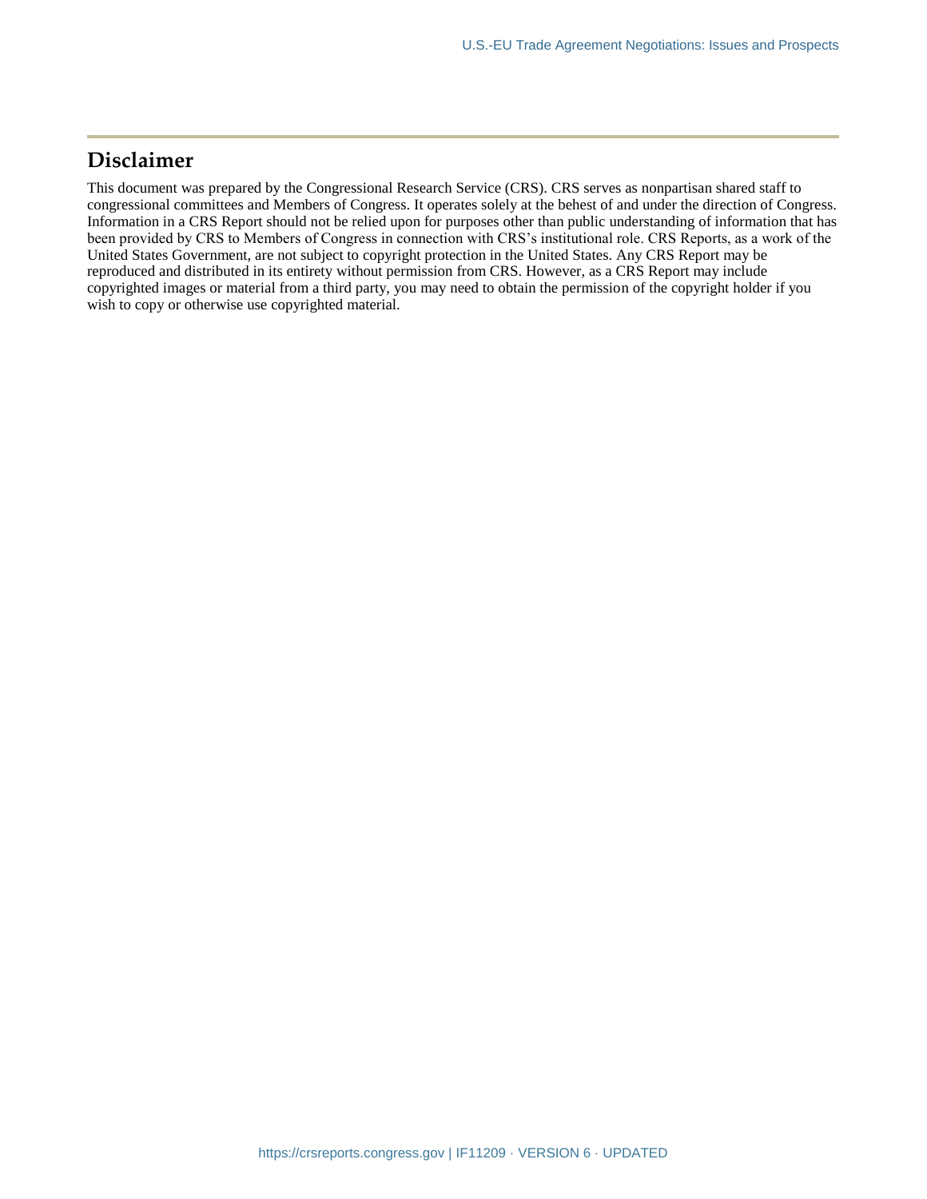## Disclaimer

This document was prepared by the Congressional Research Service (CRS). CRS serves as nonpartisan shared staff to congressional committees and Members of Congress. It operates solely at the behest of and under the direction of Congress. Information in a CRS Report should not be relied upon for purposes other than public understanding of information that has been provided by CRS to Members of Congress in connection with CRS's institutional role. CRS Reports, as a work of the United States Government, are not subject to copyright protection in the United States. Any CRS Report may be reproduced and distributed in its entirety without permission from CRS. However, as a CRS Report may include copyrighted images or material from a third party, you may need to obtain the permission of the copyright holder if you wish to copy or otherwise use copyrighted material.